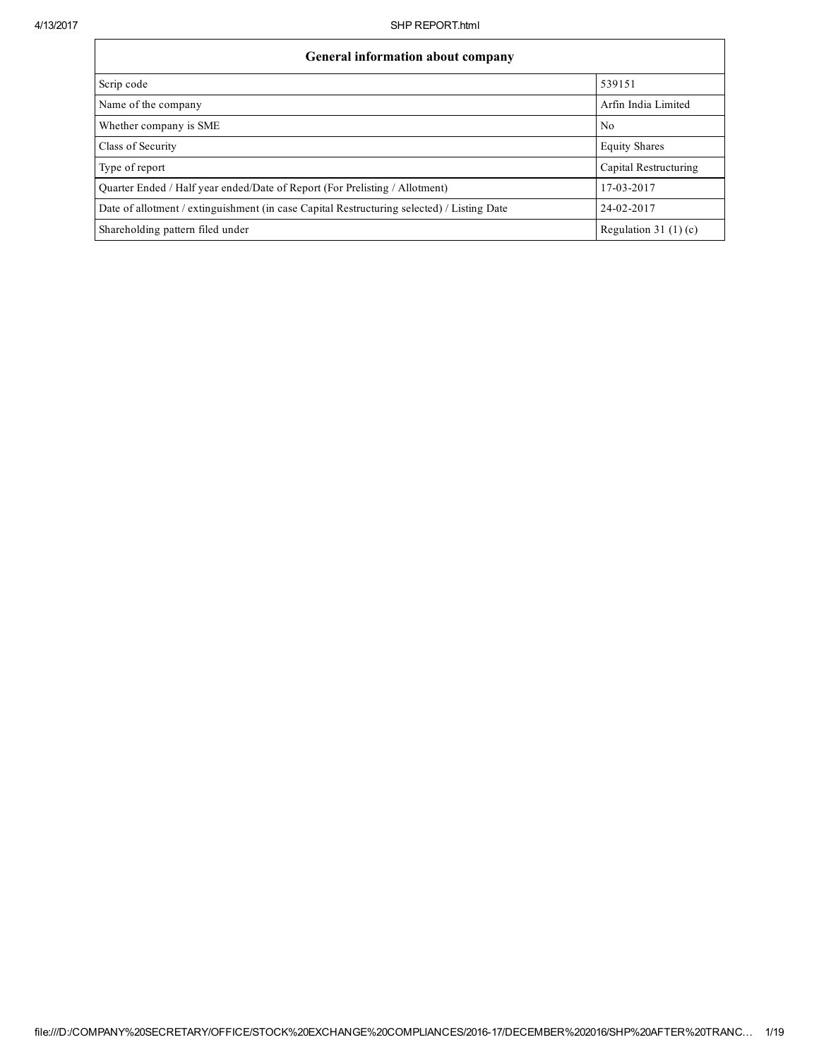| General information about company | |
|---|---|
| Scrip code | 539151 |
| Name of the company | Arfin India Limited |
| Whether company is SME | No |
| Class of Security | Equity Shares |
| Type of report | Capital Restructuring |
| Quarter Ended / Half year ended/Date of Report (For Prelisting / Allotment) | 17-03-2017 |
| Date of allotment / extinguishment (in case Capital Restructuring selected) / Listing Date | 24-02-2017 |
| Shareholding pattern filed under | Regulation 31 (1) (c) |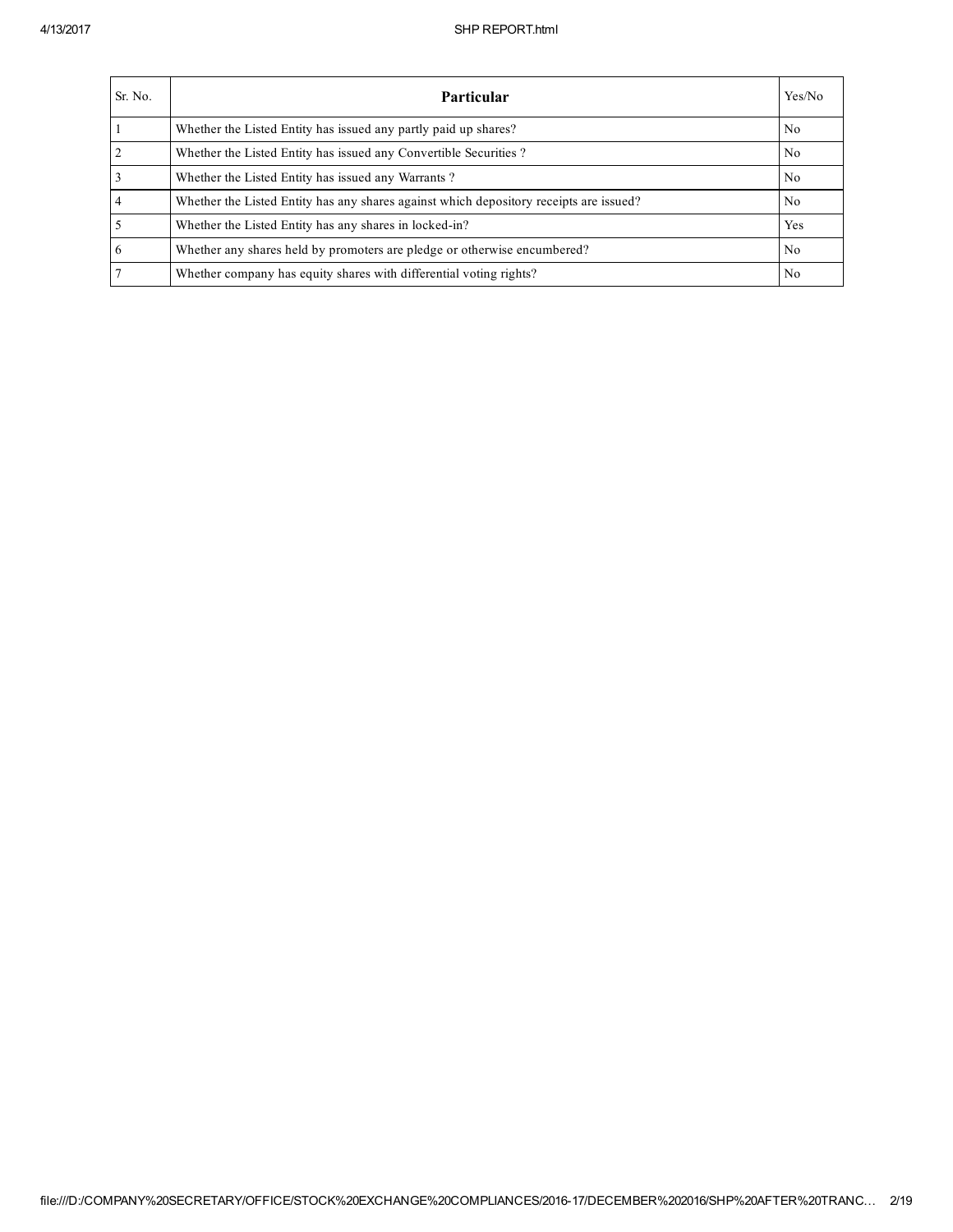| Sr. No. | Particular | Yes/No |
| --- | --- | --- |
| 1 | Whether the Listed Entity has issued any partly paid up shares? | No |
| 2 | Whether the Listed Entity has issued any Convertible Securities ? | No |
| 3 | Whether the Listed Entity has issued any Warrants ? | No |
| 4 | Whether the Listed Entity has any shares against which depository receipts are issued? | No |
| 5 | Whether the Listed Entity has any shares in locked-in? | Yes |
| 6 | Whether any shares held by promoters are pledge or otherwise encumbered? | No |
| 7 | Whether company has equity shares with differential voting rights? | No |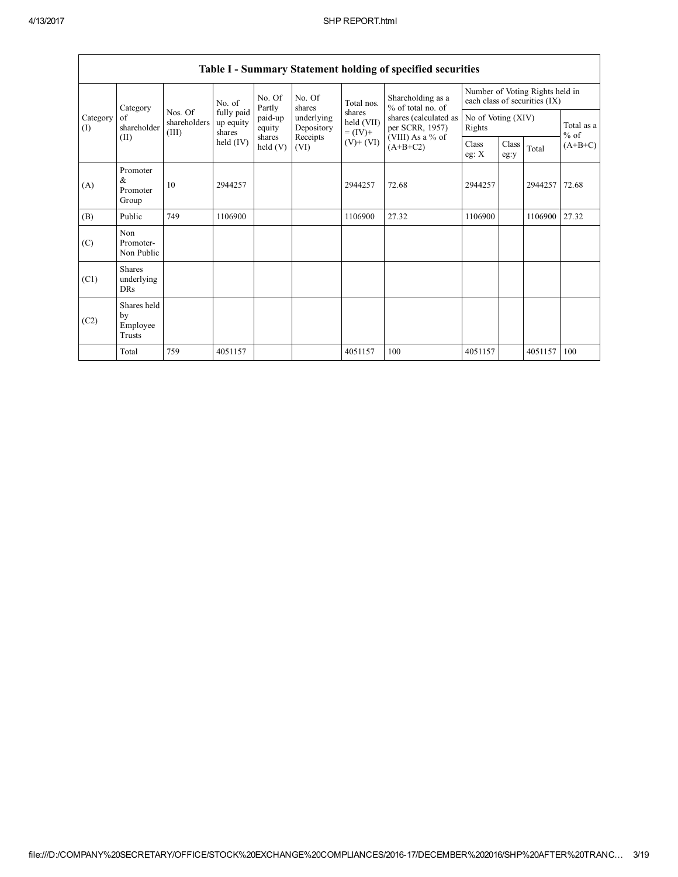## Table I - Summary Statement holding of specified securities

| Category (I) | Category of shareholder (II) | Nos. Of shareholders (III) | No. of fully paid up equity shares held (IV) | No. Of Partly paid-up equity shares held (V) | No. Of shares underlying Depository Receipts (VI) | Total nos. shares held (VII) = (IV)+ (V)+ (VI) | Shareholding as a % of total no. of shares (calculated as per SCRR, 1957) (VIII) As a % of (A+B+C2) | Number of Voting Rights held in each class of securities (IX) | | | |
|---|---|---|---|---|---|---|---|---|---|---|---|
| | | | | | | | | No of Voting (XIV) Rights | | | Total as a % of (A+B+C) |
| | | | | | | | | Class eg: X | Class eg:y | Total | |
| (A) | Promoter & Promoter Group | 10 | 2944257 | | | 2944257 | 72.68 | 2944257 | | 2944257 | 72.68 |
| (B) | Public | 749 | 1106900 | | | 1106900 | 27.32 | 1106900 | | 1106900 | 27.32 |
| (C) | Non Promoter- Non Public | | | | | | | | | | |
| (C1) | Shares underlying DRs | | | | | | | | | | |
| (C2) | Shares held by Employee Trusts | | | | | | | | | | |
| | Total | 759 | 4051157 | | | 4051157 | 100 | 4051157 | | 4051157 | 100 |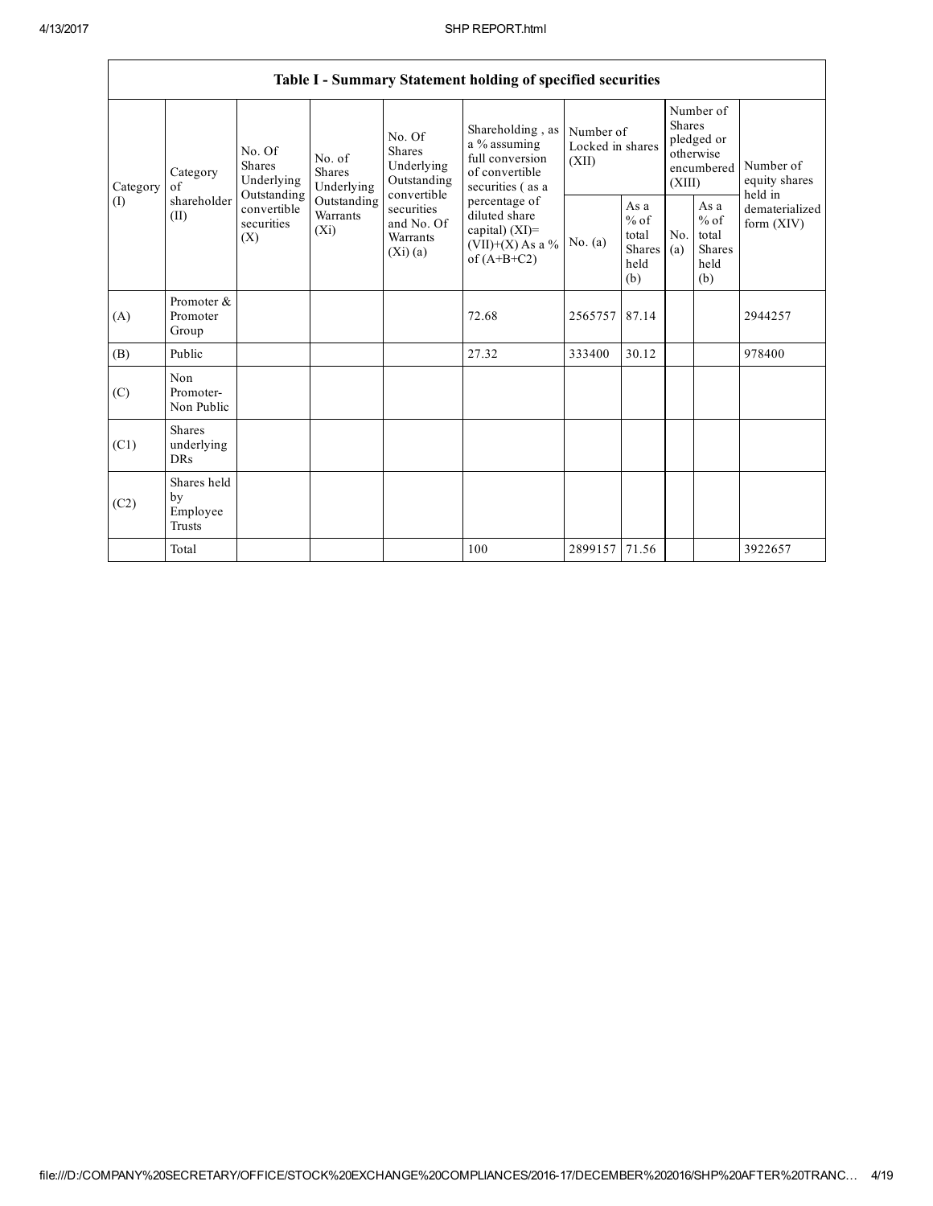| Table I - Summary Statement holding of specified securities | | | | | | | | | | | |
|---|---|---|---|---|---|---|---|---|---|---|---|
| Category (I) | Category of shareholder (II) | No. Of Shares Underlying Outstanding convertible securities (X) | No. of Shares Underlying Outstanding Warrants (Xi) | No. Of Shares Underlying Outstanding convertible securities and No. Of Warrants (Xi) (a) | Shareholding , as a % assuming full conversion of convertible securities ( as a percentage of diluted share capital) (XI)= (VII)+(X) As a % of (A+B+C2) | Number of Locked in shares (XII) | | Number of Shares pledged or otherwise encumbered (XIII) | | Number of equity shares held in dematerialized form (XIV) |
| | | | | | | No. (a) | As a % of total Shares held (b) | No. (a) | As a % of total Shares held (b) | |
| (A) | Promoter & Promoter Group | | | | 72.68 | 2565757 | 87.14 | | | 2944257 |
| (B) | Public | | | | 27.32 | 333400 | 30.12 | | | 978400 |
| (C) | Non Promoter- Non Public | | | | | | | | | |
| (C1) | Shares underlying DRs | | | | | | | | | |
| (C2) | Shares held by Employee Trusts | | | | | | | | | |
| | Total | | | | 100 | 2899157 | 71.56 | | | 3922657 |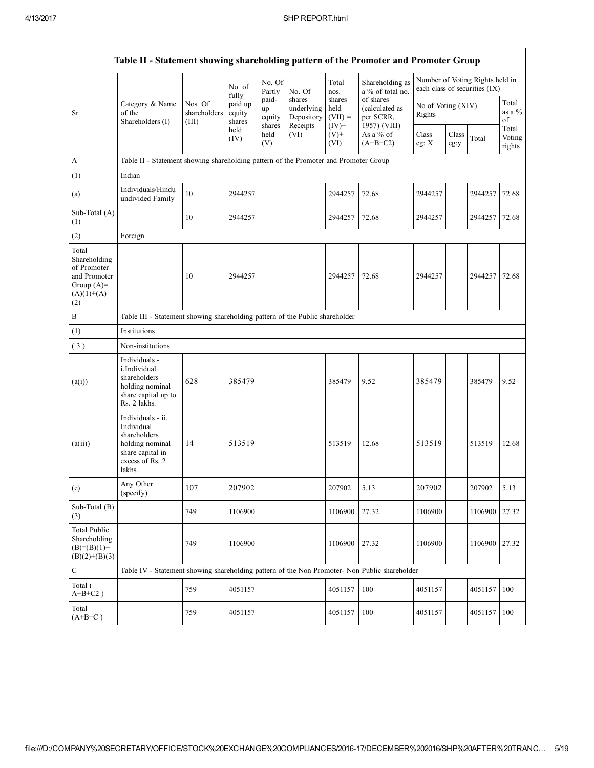| Table II - Statement showing shareholding pattern of the Promoter and Promoter Group | | | | | | | | | | | |
|---|---|---|---|---|---|---|---|---|---|---|---|
| Sr. | Category & Name of the Shareholders (I) | Nos. Of shareholders (III) | No. of fully paid up equity shares held (IV) | No. Of Partly paid-up equity shares held (V) | No. Of shares underlying Depository Receipts (VI) | Total nos. shares held (VII) = (IV)+ (V)+ (VI) | Shareholding as a % of total no. of shares (calculated as per SCRR, 1957) (VIII) As a % of (A+B+C2) | Number of Voting Rights held in each class of securities (IX) | | | |
| | | | | | | | | No of Voting (XIV) Rights | | | Total as a % of Total Voting rights |
| | | | | | | | | Class eg: X | Class eg:y | Total | |
| A | Table II - Statement showing shareholding pattern of the Promoter and Promoter Group | | | | | | | | | | |
| (1) | Indian | | | | | | | | | | |
| (a) | Individuals/Hindu undivided Family | 10 | 2944257 | | | 2944257 | 72.68 | 2944257 | | 2944257 | 72.68 |
| Sub-Total (A) (1) | | 10 | 2944257 | | | 2944257 | 72.68 | 2944257 | | 2944257 | 72.68 |
| (2) | Foreign | | | | | | | | | | |
| Total Shareholding of Promoter and Promoter Group (A)= (A)(1)+(A)(2) | | 10 | 2944257 | | | 2944257 | 72.68 | 2944257 | | 2944257 | 72.68 |
| B | Table III - Statement showing shareholding pattern of the Public shareholder | | | | | | | | | | |
| (1) | Institutions | | | | | | | | | | |
| (3) | Non-institutions | | | | | | | | | | |
| (a(i)) | Individuals - i.Individual shareholders holding nominal share capital up to Rs. 2 lakhs. | 628 | 385479 | | | 385479 | 9.52 | 385479 | | 385479 | 9.52 |
| (a(ii)) | Individuals - ii. Individual shareholders holding nominal share capital in excess of Rs. 2 lakhs. | 14 | 513519 | | | 513519 | 12.68 | 513519 | | 513519 | 12.68 |
| (e) | Any Other (specify) | 107 | 207902 | | | 207902 | 5.13 | 207902 | | 207902 | 5.13 |
| Sub-Total (B) (3) | | 749 | 1106900 | | | 1106900 | 27.32 | 1106900 | | 1106900 | 27.32 |
| Total Public Shareholding (B)=(B)(1)+(B)(2)+(B)(3) | | 749 | 1106900 | | | 1106900 | 27.32 | 1106900 | | 1106900 | 27.32 |
| C | Table IV - Statement showing shareholding pattern of the Non Promoter- Non Public shareholder | | | | | | | | | | |
| Total ( A+B+C2 ) | | 759 | 4051157 | | | 4051157 | 100 | 4051157 | | 4051157 | 100 |
| Total (A+B+C ) | | 759 | 4051157 | | | 4051157 | 100 | 4051157 | | 4051157 | 100 |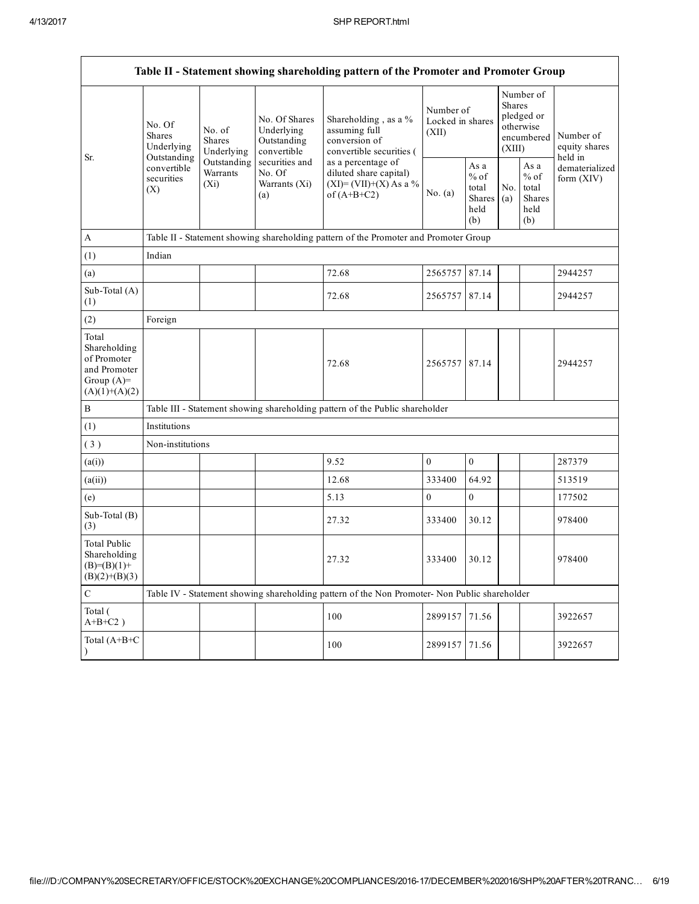| Table II - Statement showing shareholding pattern of the Promoter and Promoter Group | | | | | | | | | |
|---|---|---|---|---|---|---|---|---|---|
| Sr. | No. Of Shares Underlying Outstanding convertible securities (X) | No. of Shares Underlying Outstanding Warrants (Xi) | No. Of Shares Underlying Outstanding convertible securities and No. Of Warrants (Xi) (a) | Shareholding , as a % assuming full conversion of convertible securities ( as a percentage of diluted share capital) (XI)= (VII)+(X) As a % of (A+B+C2) | Number of Locked in shares (XII) | | Number of Shares pledged or otherwise encumbered (XIII) | | Number of equity shares held in dematerialized form (XIV) |
| | | | | | No. (a) | As a % of total Shares held (b) | No. (a) | As a % of total Shares held (b) | |
| A | Table II - Statement showing shareholding pattern of the Promoter and Promoter Group | | | | | | | | |
| (1) | Indian | | | | | | | | |
| (a) | | | | 72.68 | 2565757 | 87.14 | | | 2944257 |
| Sub-Total (A) (1) | | | | 72.68 | 2565757 | 87.14 | | | 2944257 |
| (2) | Foreign | | | | | | | | |
| Total Shareholding of Promoter and Promoter Group (A)= (A)(1)+(A)(2) | | | | 72.68 | 2565757 | 87.14 | | | 2944257 |
| B | Table III - Statement showing shareholding pattern of the Public shareholder | | | | | | | | |
| (1) | Institutions | | | | | | | | |
| ( 3 ) | Non-institutions | | | | | | | | |
| (a(i)) | | | | 9.52 | 0 | 0 | | | 287379 |
| (a(ii)) | | | | 12.68 | 333400 | 64.92 | | | 513519 |
| (e) | | | | 5.13 | 0 | 0 | | | 177502 |
| Sub-Total (B) (3) | | | | 27.32 | 333400 | 30.12 | | | 978400 |
| Total Public Shareholding (B)=(B)(1)+ (B)(2)+(B)(3) | | | | 27.32 | 333400 | 30.12 | | | 978400 |
| C | Table IV - Statement showing shareholding pattern of the Non Promoter- Non Public shareholder | | | | | | | | |
| Total ( A+B+C2 ) | | | | 100 | 2899157 | 71.56 | | | 3922657 |
| Total (A+B+C ) | | | | 100 | 2899157 | 71.56 | | | 3922657 |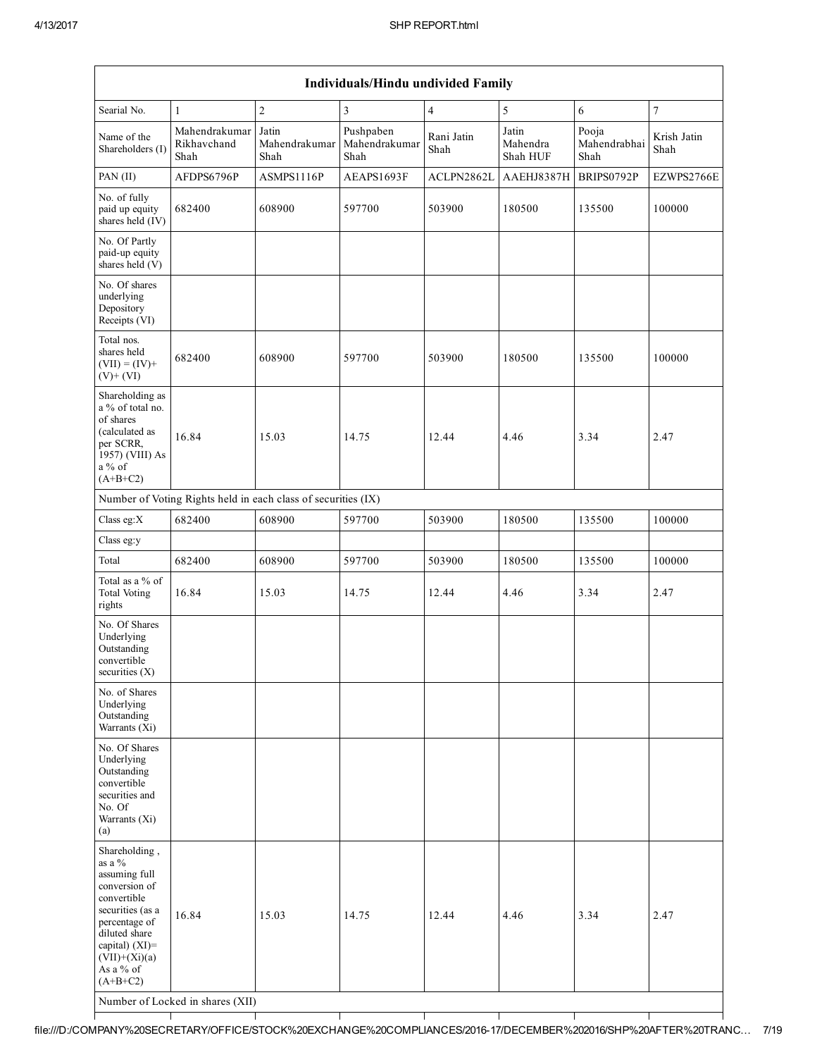| Individuals/Hindu undivided Family | | | | | | | |
|---|---|---|---|---|---|---|---|
| Searial No. | 1 | 2 | 3 | 4 | 5 | 6 | 7 |
| Name of the Shareholders (I) | Mahendrakumar Rikhavchand Shah | Jatin Mahendrakumar Shah | Pushpaben Mahendrakumar Shah | Rani Jatin Shah | Jatin Mahendra Shah HUF | Pooja Mahendrabhai Shah | Krish Jatin Shah |
| PAN (II) | AFDPS6796P | ASMPS1116P | AEAPS1693F | ACLPN2862L | AAEHJ8387H | BRIPS0792P | EZWPS2766E |
| No. of fully paid up equity shares held (IV) | 682400 | 608900 | 597700 | 503900 | 180500 | 135500 | 100000 |
| No. Of Partly paid-up equity shares held (V) | | | | | | | |
| No. Of shares underlying Depository Receipts (VI) | | | | | | | |
| Total nos. shares held (VII) = (IV)+(V)+ (VI) | 682400 | 608900 | 597700 | 503900 | 180500 | 135500 | 100000 |
| Shareholding as a % of total no. of shares (calculated as per SCRR, 1957) (VIII) As a % of (A+B+C2) | 16.84 | 15.03 | 14.75 | 12.44 | 4.46 | 3.34 | 2.47 |
| Number of Voting Rights held in each class of securities (IX) | | | | | | | |
| Class eg:X | 682400 | 608900 | 597700 | 503900 | 180500 | 135500 | 100000 |
| Class eg:y | | | | | | | |
| Total | 682400 | 608900 | 597700 | 503900 | 180500 | 135500 | 100000 |
| Total as a % of Total Voting rights | 16.84 | 15.03 | 14.75 | 12.44 | 4.46 | 3.34 | 2.47 |
| No. Of Shares Underlying Outstanding convertible securities (X) | | | | | | | |
| No. of Shares Underlying Outstanding Warrants (Xi) | | | | | | | |
| No. Of Shares Underlying Outstanding convertible securities and No. Of Warrants (Xi) (a) | | | | | | | |
| Shareholding , as a % assuming full conversion of convertible securities (as a percentage of diluted share capital) (XI)= (VII)+(Xi)(a) As a % of (A+B+C2) | 16.84 | 15.03 | 14.75 | 12.44 | 4.46 | 3.34 | 2.47 |
| Number of Locked in shares (XII) | | | | | | | |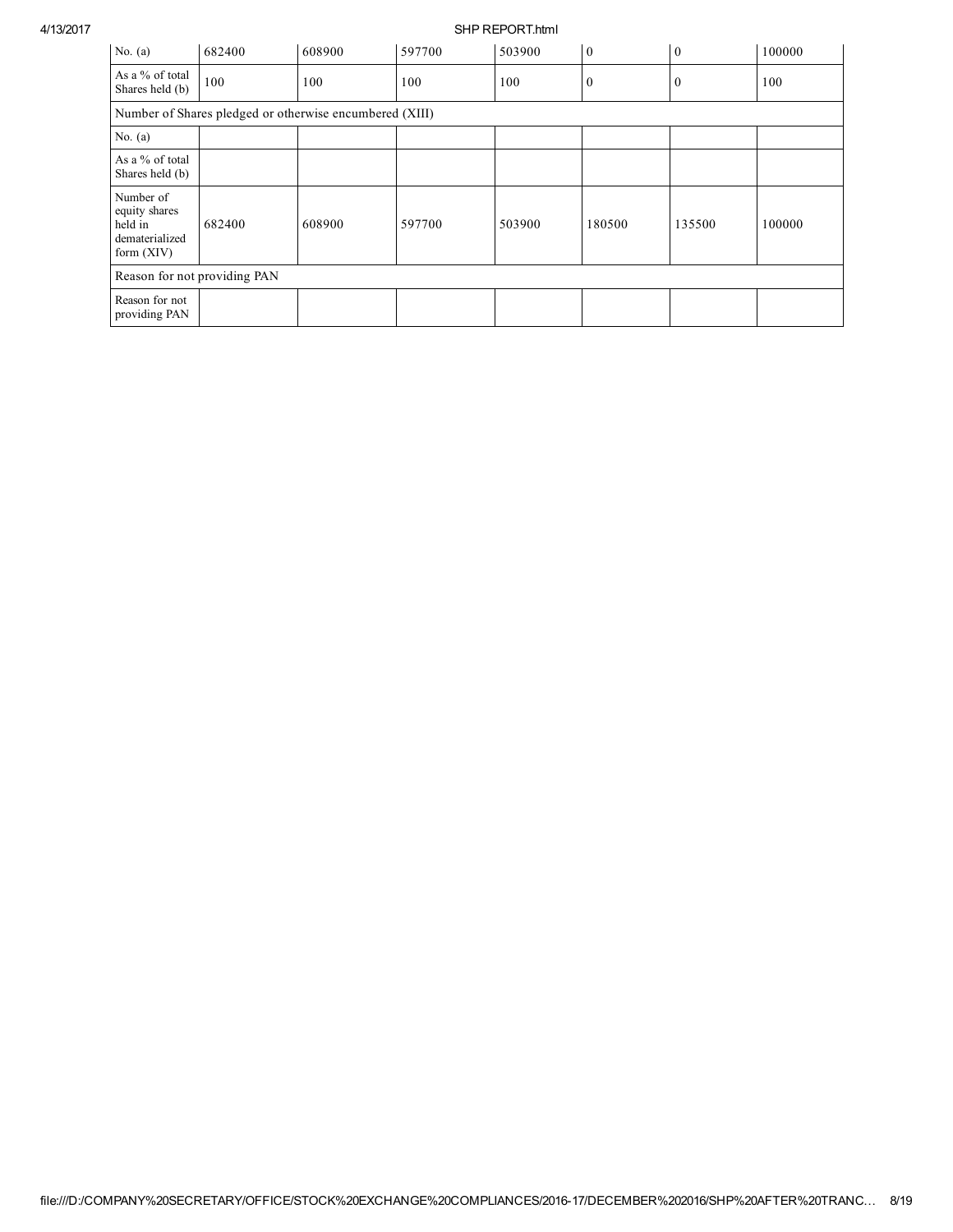| No. (a) | 682400 | 608900 | 597700 | 503900 | 0 | 0 | 100000 |
|---|---|---|---|---|---|---|---|
| As a % of total Shares held (b) | 100 | 100 | 100 | 100 | 0 | 0 | 100 |
| Number of Shares pledged or otherwise encumbered (XIII) | | | | | | | |
| No. (a) | | | | | | | |
| As a % of total Shares held (b) | | | | | | | |
| Number of equity shares held in dematerialized form (XIV) | 682400 | 608900 | 597700 | 503900 | 180500 | 135500 | 100000 |
| Reason for not providing PAN | | | | | | | |
| Reason for not providing PAN | | | | | | | |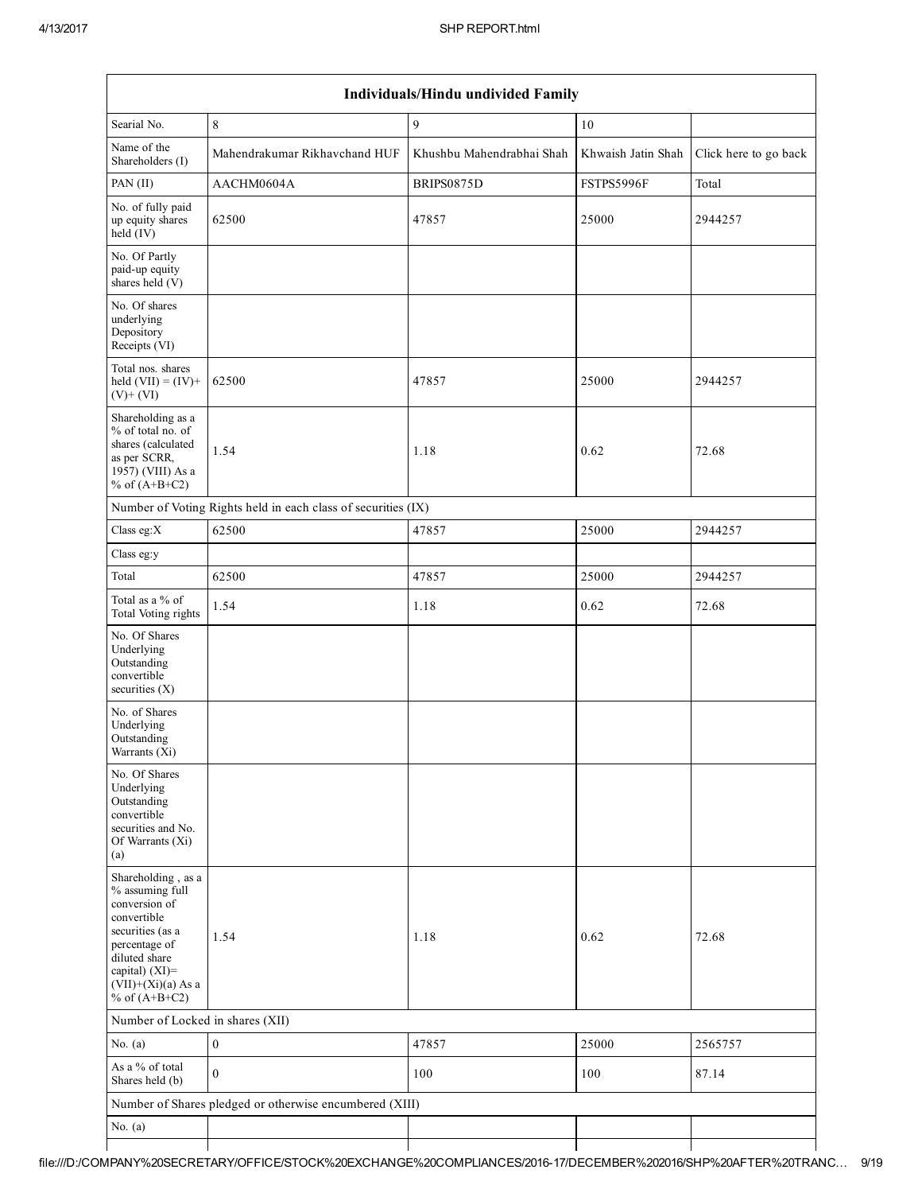| Individuals/Hindu undivided Family | | | | |
|---|---|---|---|---|
| Searial No. | 8 | 9 | 10 | |
| Name of the Shareholders (I) | Mahendrakumar Rikhavchand HUF | Khushbu Mahendrabhai Shah | Khwaish Jatin Shah | Click here to go back |
| PAN (II) | AACHM0604A | BRIPS0875D | FSTPS5996F | Total |
| No. of fully paid up equity shares held (IV) | 62500 | 47857 | 25000 | 2944257 |
| No. Of Partly paid-up equity shares held (V) | | | | |
| No. Of shares underlying Depository Receipts (VI) | | | | |
| Total nos. shares held (VII) = (IV)+(V)+ (VI) | 62500 | 47857 | 25000 | 2944257 |
| Shareholding as a % of total no. of shares (calculated as per SCRR, 1957) (VIII) As a % of (A+B+C2) | 1.54 | 1.18 | 0.62 | 72.68 |
| Number of Voting Rights held in each class of securities (IX) | | | | |
| Class eg:X | 62500 | 47857 | 25000 | 2944257 |
| Class eg:y | | | | |
| Total | 62500 | 47857 | 25000 | 2944257 |
| Total as a % of Total Voting rights | 1.54 | 1.18 | 0.62 | 72.68 |
| No. Of Shares Underlying Outstanding convertible securities (X) | | | | |
| No. of Shares Underlying Outstanding Warrants (Xi) | | | | |
| No. Of Shares Underlying Outstanding convertible securities and No. Of Warrants (Xi) (a) | | | | |
| Shareholding , as a % assuming full conversion of convertible securities (as a percentage of diluted share capital) (XI)= (VII)+(Xi)(a) As a % of (A+B+C2) | 1.54 | 1.18 | 0.62 | 72.68 |
| Number of Locked in shares (XII) | | | | |
| No. (a) | 0 | 47857 | 25000 | 2565757 |
| As a % of total Shares held (b) | 0 | 100 | 100 | 87.14 |
| Number of Shares pledged or otherwise encumbered (XIII) | | | | |
| No. (a) | | | | |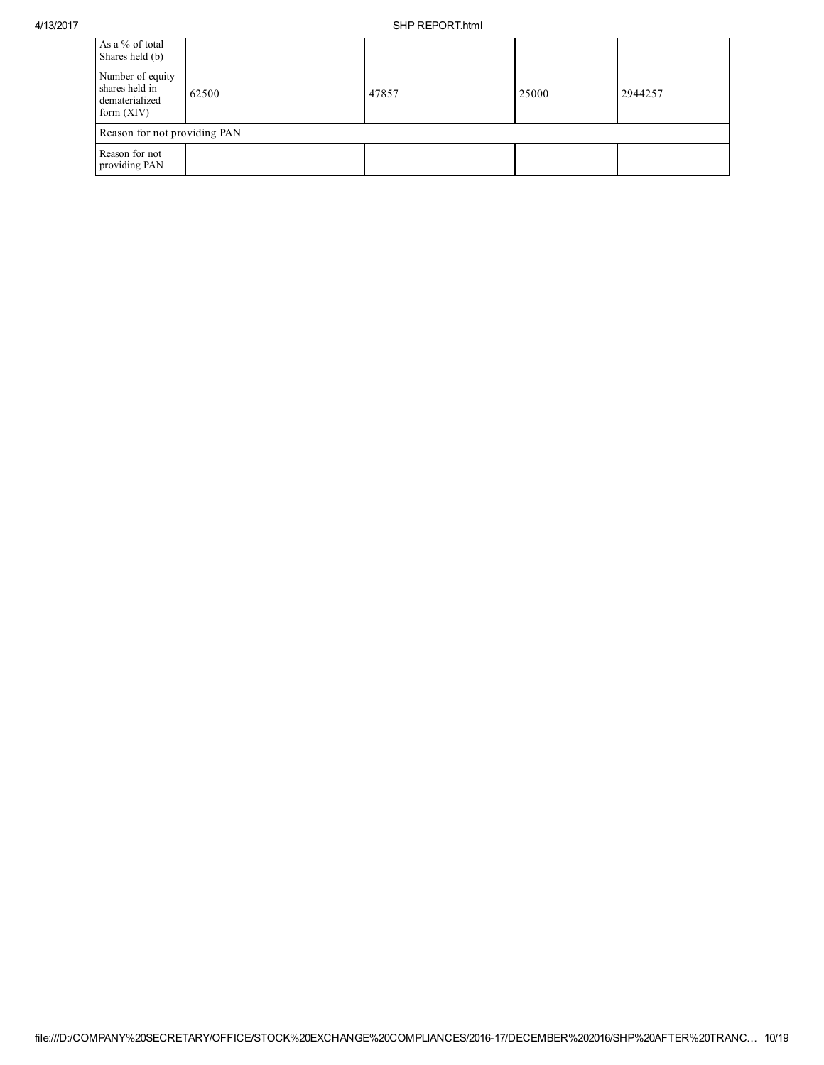| | | | | |
|---|---|---|---|---|
| As a % of total Shares held (b) | | | | |
| Number of equity shares held in dematerialized form (XIV) | 62500 | 47857 | 25000 | 2944257 |
| Reason for not providing PAN | | | | |
| Reason for not providing PAN | | | | |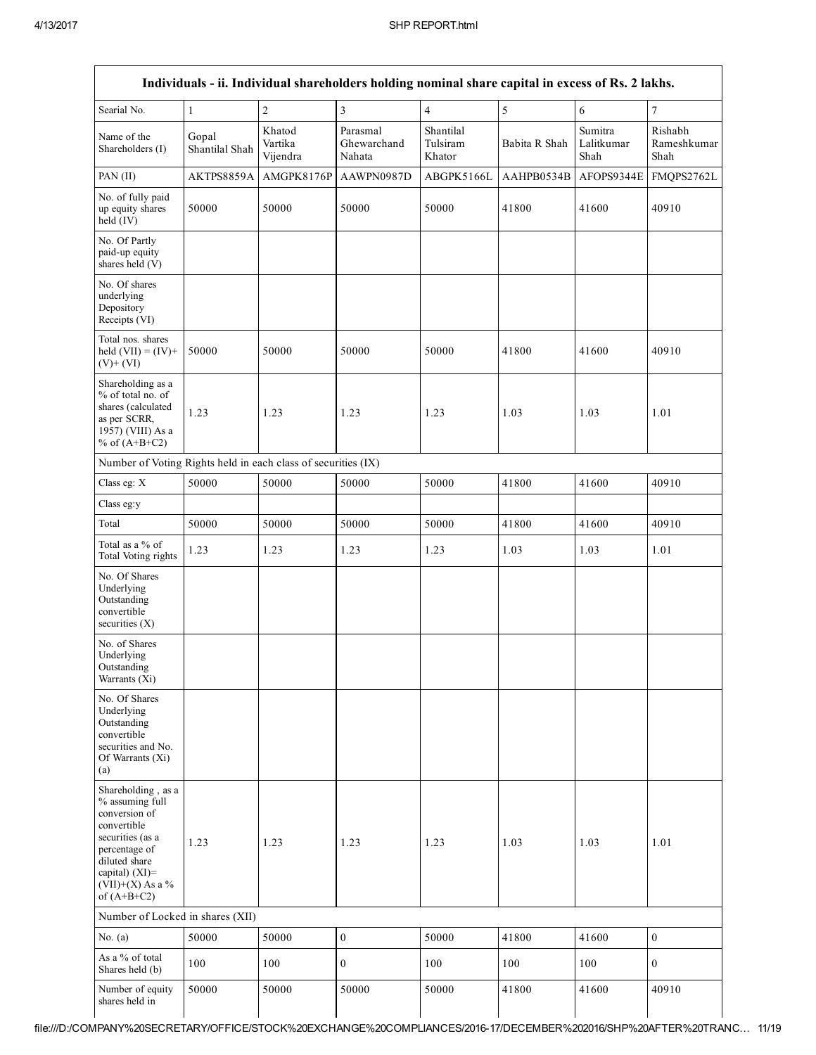| Individuals - ii. Individual shareholders holding nominal share capital in excess of Rs. 2 lakhs. | | | | | | | |
|---|---|---|---|---|---|---|---|
| Searial No. | 1 | 2 | 3 | 4 | 5 | 6 | 7 |
| Name of the Shareholders (I) | Gopal Shantilal Shah | Khatod Vartika Vijendra | Parasmal Ghewarchand Nahata | Shantilal Tulsiram Khator | Babita R Shah | Sumitra Lalitkumar Shah | Rishabh Rameshkumar Shah |
| PAN (II) | AKTPS8859A | AMGPK8176P | AAWPN0987D | ABGPK5166L | AAHPB0534B | AFOPS9344E | FMQPS2762L |
| No. of fully paid up equity shares held (IV) | 50000 | 50000 | 50000 | 50000 | 41800 | 41600 | 40910 |
| No. Of Partly paid-up equity shares held (V) | | | | | | | |
| No. Of shares underlying Depository Receipts (VI) | | | | | | | |
| Total nos. shares held (VII) = (IV)+ (V)+ (VI) | 50000 | 50000 | 50000 | 50000 | 41800 | 41600 | 40910 |
| Shareholding as a % of total no. of shares (calculated as per SCRR, 1957) (VIII) As a % of (A+B+C2) | 1.23 | 1.23 | 1.23 | 1.23 | 1.03 | 1.03 | 1.01 |
| Number of Voting Rights held in each class of securities (IX) | | | | | | | |
| Class eg: X | 50000 | 50000 | 50000 | 50000 | 41800 | 41600 | 40910 |
| Class eg:y | | | | | | | |
| Total | 50000 | 50000 | 50000 | 50000 | 41800 | 41600 | 40910 |
| Total as a % of Total Voting rights | 1.23 | 1.23 | 1.23 | 1.23 | 1.03 | 1.03 | 1.01 |
| No. Of Shares Underlying Outstanding convertible securities (X) | | | | | | | |
| No. of Shares Underlying Outstanding Warrants (Xi) | | | | | | | |
| No. Of Shares Underlying Outstanding convertible securities and No. Of Warrants (Xi) (a) | | | | | | | |
| Shareholding , as a % assuming full conversion of convertible securities (as a percentage of diluted share capital) (XI)= (VII)+(X) As a % of (A+B+C2) | 1.23 | 1.23 | 1.23 | 1.23 | 1.03 | 1.03 | 1.01 |
| Number of Locked in shares (XII) | | | | | | | |
| No. (a) | 50000 | 50000 | 0 | 50000 | 41800 | 41600 | 0 |
| As a % of total Shares held (b) | 100 | 100 | 0 | 100 | 100 | 100 | 0 |
| Number of equity shares held in | 50000 | 50000 | 50000 | 50000 | 41800 | 41600 | 40910 |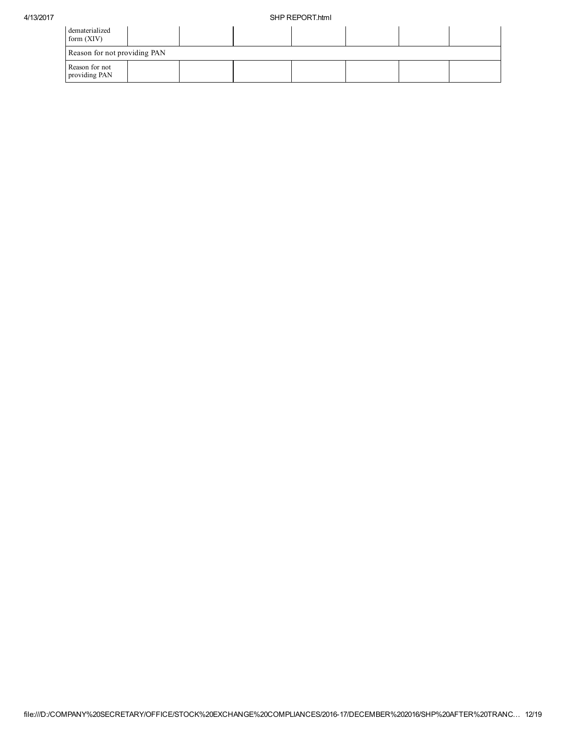| | | | | | | | |
|---|---|---|---|---|---|---|---|
| dematerialized form (XIV) | | | | | | | |
| Reason for not providing PAN | | | | | | | |
| Reason for not providing PAN | | | | | | | |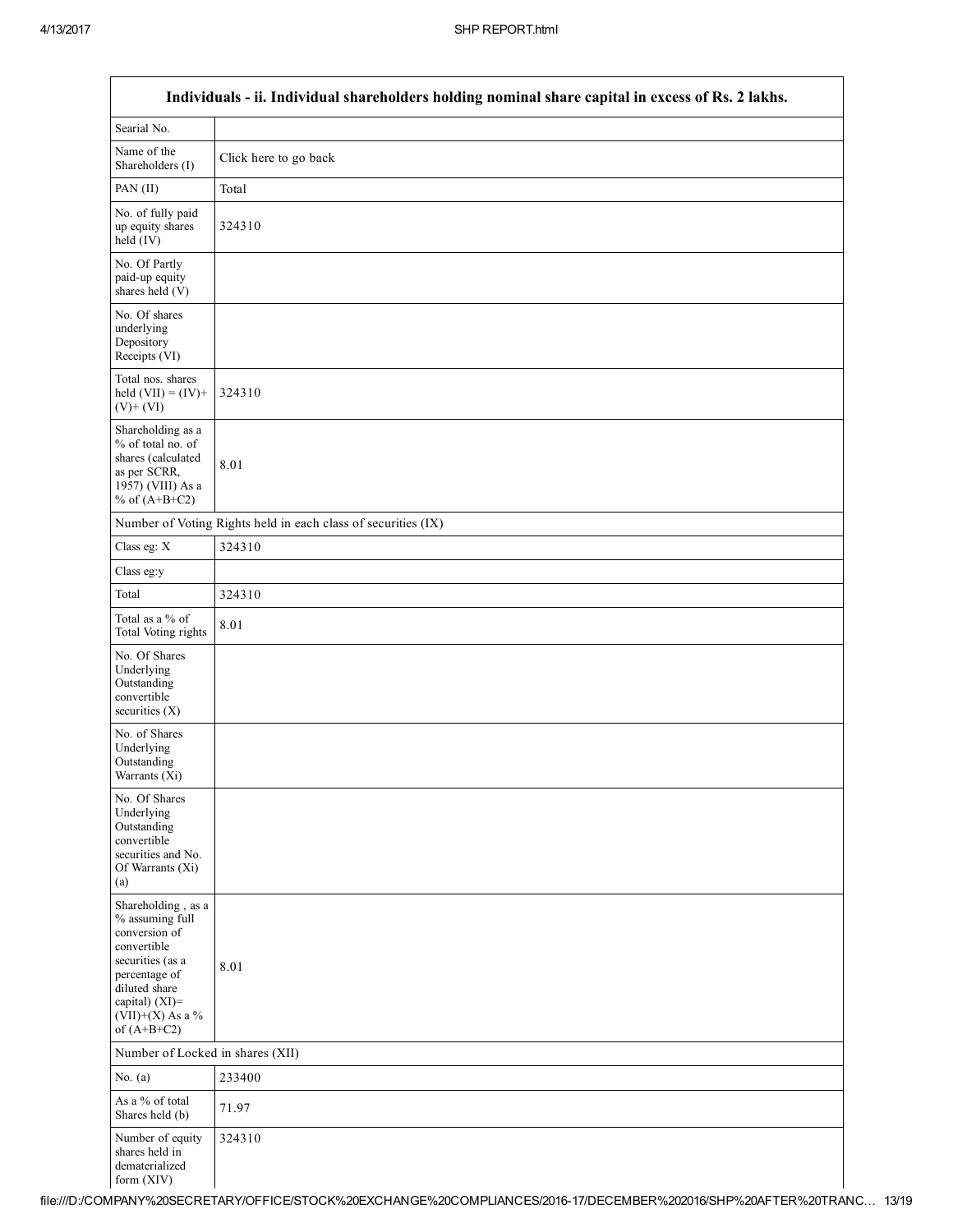| Individuals - ii. Individual shareholders holding nominal share capital in excess of Rs. 2 lakhs. | |
|---|---|
| Searial No. | |
| Name of the Shareholders (I) | Click here to go back |
| PAN (II) | Total |
| No. of fully paid up equity shares held (IV) | 324310 |
| No. Of Partly paid-up equity shares held (V) | |
| No. Of shares underlying Depository Receipts (VI) | |
| Total nos. shares held (VII) = (IV)+ (V)+ (VI) | 324310 |
| Shareholding as a % of total no. of shares (calculated as per SCRR, 1957) (VIII) As a % of (A+B+C2) | 8.01 |
| Number of Voting Rights held in each class of securities (IX) | |
| Class eg: X | 324310 |
| Class eg:y | |
| Total | 324310 |
| Total as a % of Total Voting rights | 8.01 |
| No. Of Shares Underlying Outstanding convertible securities (X) | |
| No. of Shares Underlying Outstanding Warrants (Xi) | |
| No. Of Shares Underlying Outstanding convertible securities and No. Of Warrants (Xi) (a) | |
| Shareholding , as a % assuming full conversion of convertible securities (as a percentage of diluted share capital) (XI)= (VII)+(X) As a % of (A+B+C2) | 8.01 |
| Number of Locked in shares (XII) | |
| No. (a) | 233400 |
| As a % of total Shares held (b) | 71.97 |
| Number of equity shares held in dematerialized form (XIV) | 324310 |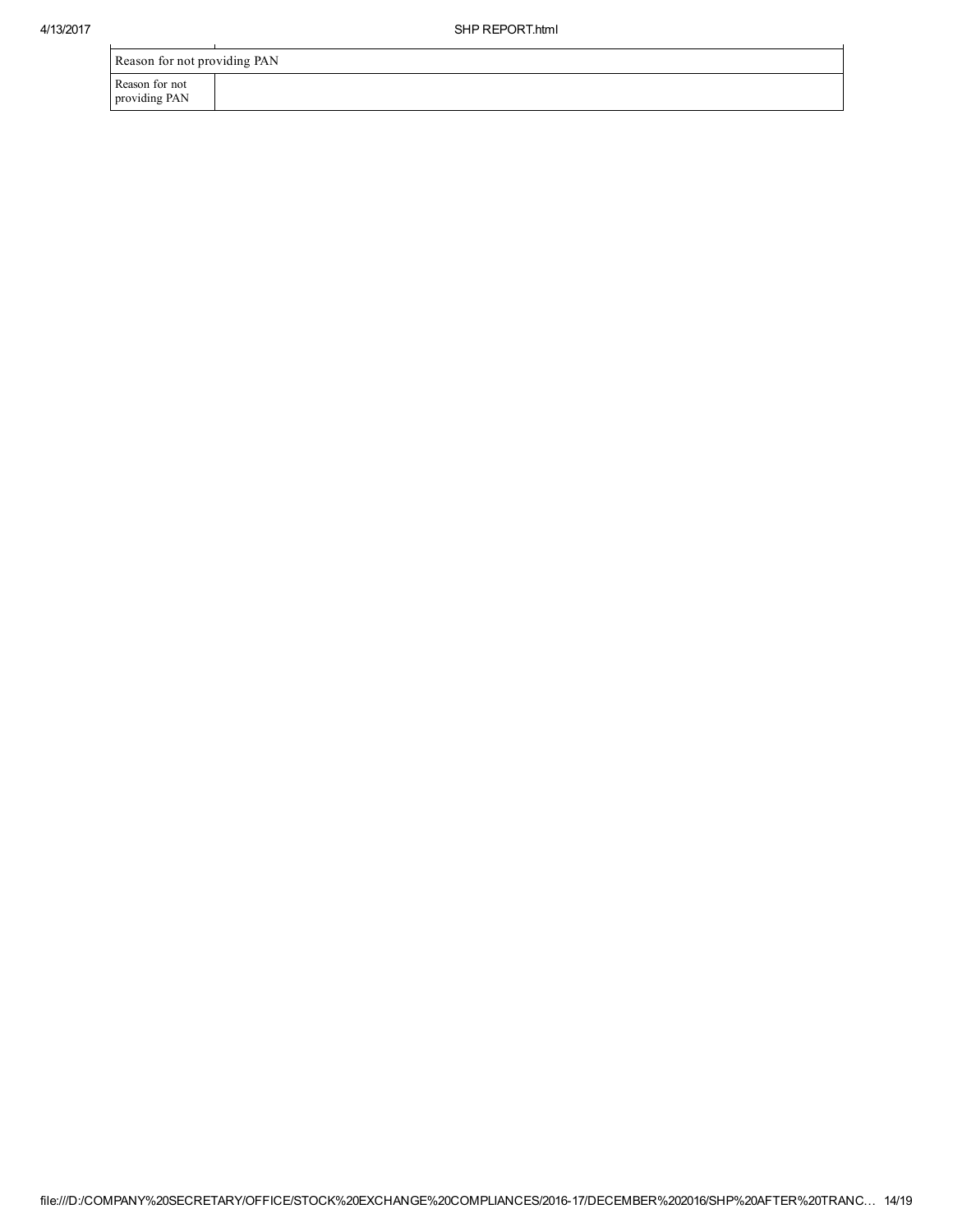| Reason for not providing PAN | |
|---|---|
| Reason for not providing PAN | |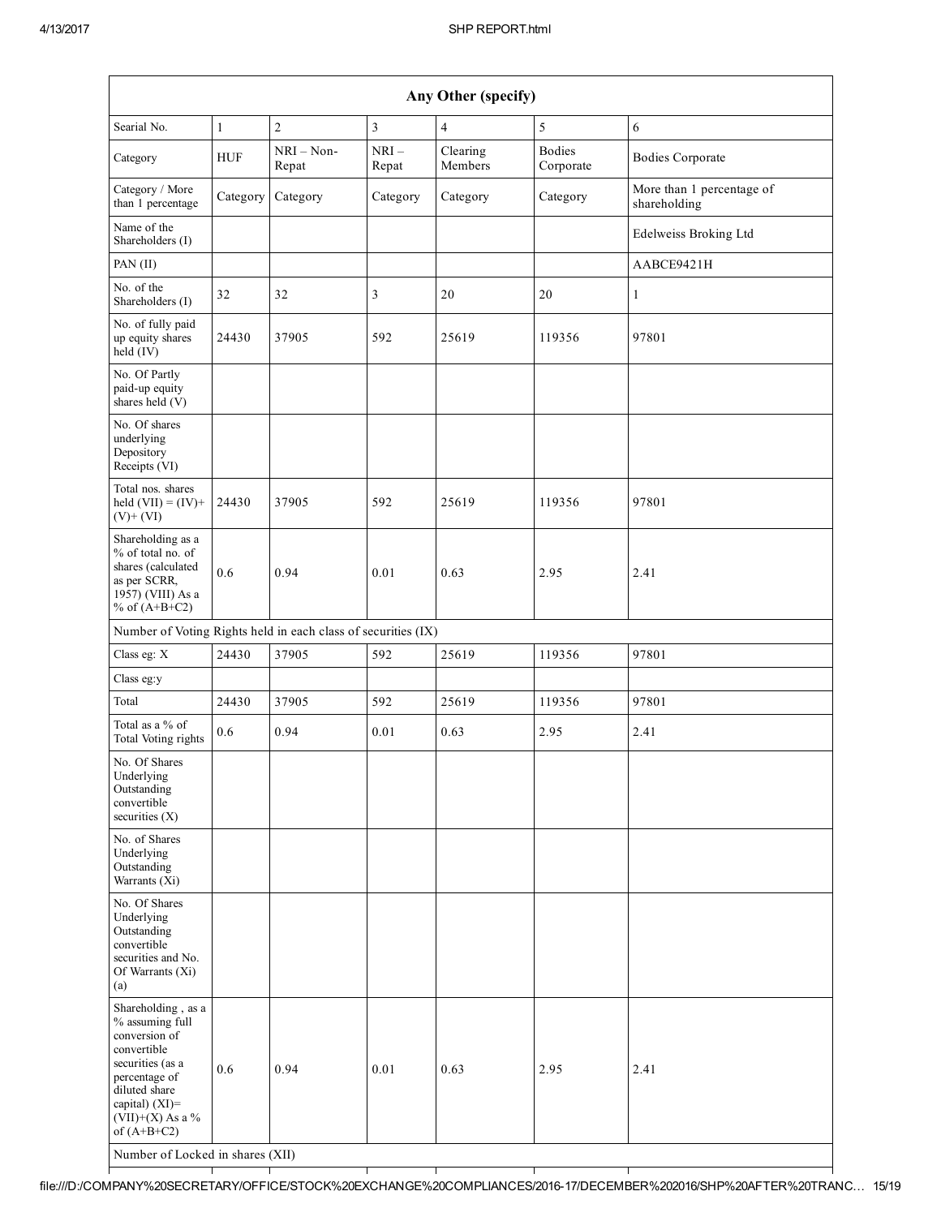| Any Other (specify) | | | | | | |
|---|---|---|---|---|---|---|
| Searial No. | 1 | 2 | 3 | 4 | 5 | 6 |
| Category | HUF | NRI – Non-Repat | NRI – Repat | Clearing Members | Bodies Corporate | Bodies Corporate |
| Category / More than 1 percentage | Category | Category | Category | Category | Category | More than 1 percentage of shareholding |
| Name of the Shareholders (I) | | | | | | Edelweiss Broking Ltd |
| PAN (II) | | | | | | AABCE9421H |
| No. of the Shareholders (I) | 32 | 32 | 3 | 20 | 20 | 1 |
| No. of fully paid up equity shares held (IV) | 24430 | 37905 | 592 | 25619 | 119356 | 97801 |
| No. Of Partly paid-up equity shares held (V) | | | | | | |
| No. Of shares underlying Depository Receipts (VI) | | | | | | |
| Total nos. shares held (VII) = (IV)+ (V)+ (VI) | 24430 | 37905 | 592 | 25619 | 119356 | 97801 |
| Shareholding as a % of total no. of shares (calculated as per SCRR, 1957) (VIII) As a % of (A+B+C2) | 0.6 | 0.94 | 0.01 | 0.63 | 2.95 | 2.41 |
| Number of Voting Rights held in each class of securities (IX) | | | | | | |
| Class eg: X | 24430 | 37905 | 592 | 25619 | 119356 | 97801 |
| Class eg:y | | | | | | |
| Total | 24430 | 37905 | 592 | 25619 | 119356 | 97801 |
| Total as a % of Total Voting rights | 0.6 | 0.94 | 0.01 | 0.63 | 2.95 | 2.41 |
| No. Of Shares Underlying Outstanding convertible securities (X) | | | | | | |
| No. of Shares Underlying Outstanding Warrants (Xi) | | | | | | |
| No. Of Shares Underlying Outstanding convertible securities and No. Of Warrants (Xi) (a) | | | | | | |
| Shareholding , as a % assuming full conversion of convertible securities (as a percentage of diluted share capital) (XI)= (VII)+(X) As a % of (A+B+C2) | 0.6 | 0.94 | 0.01 | 0.63 | 2.95 | 2.41 |
| Number of Locked in shares (XII) | | | | | | |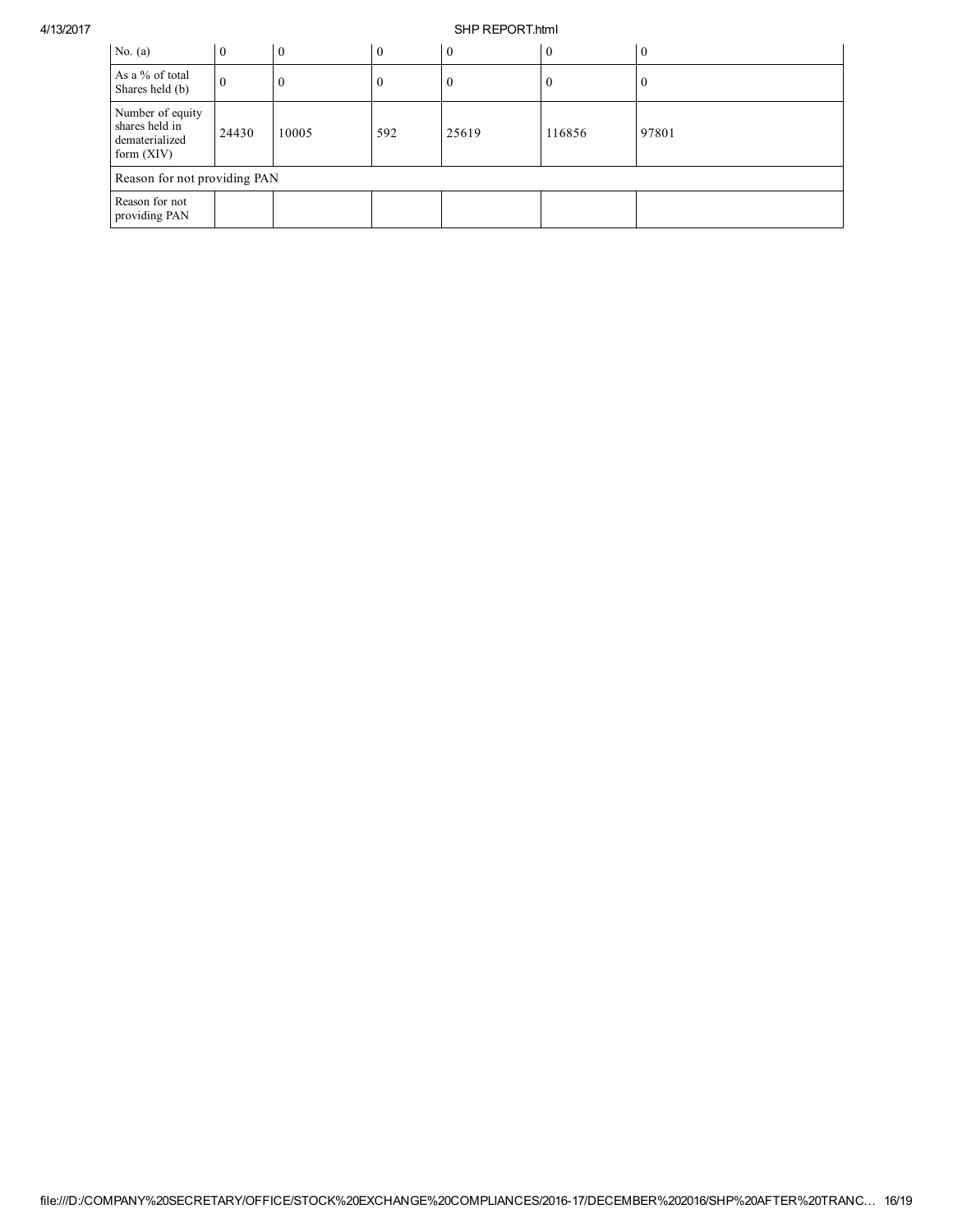| No. (a) | 0 | 0 | 0 | 0 | 0 | 0 |
|---|---|---|---|---|---|---|
| As a % of total Shares held (b) | 0 | 0 | 0 | 0 | 0 | 0 |
| Number of equity shares held in dematerialized form (XIV) | 24430 | 10005 | 592 | 25619 | 116856 | 97801 |
| Reason for not providing PAN | | | | | | |
| Reason for not providing PAN | | | | | | |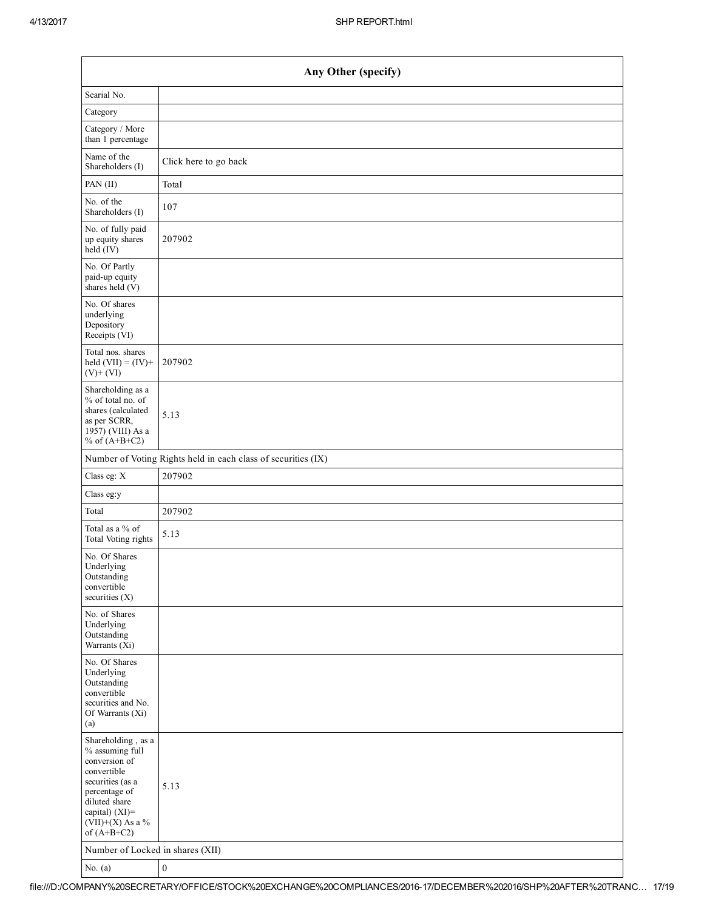| Any Other (specify) | |
|---|---|
| Searial No. | |
| Category | |
| Category / More than 1 percentage | |
| Name of the Shareholders (I) | Click here to go back |
| PAN (II) | Total |
| No. of the Shareholders (I) | 107 |
| No. of fully paid up equity shares held (IV) | 207902 |
| No. Of Partly paid-up equity shares held (V) | |
| No. Of shares underlying Depository Receipts (VI) | |
| Total nos. shares held (VII) = (IV)+ (V)+ (VI) | 207902 |
| Shareholding as a % of total no. of shares (calculated as per SCRR, 1957) (VIII) As a % of (A+B+C2) | 5.13 |
| Number of Voting Rights held in each class of securities (IX) | |
| Class eg: X | 207902 |
| Class eg:y | |
| Total | 207902 |
| Total as a % of Total Voting rights | 5.13 |
| No. Of Shares Underlying Outstanding convertible securities (X) | |
| No. of Shares Underlying Outstanding Warrants (Xi) | |
| No. Of Shares Underlying Outstanding convertible securities and No. Of Warrants (Xi) (a) | |
| Shareholding , as a % assuming full conversion of convertible securities (as a percentage of diluted share capital) (XI)= (VII)+(X) As a % of (A+B+C2) | 5.13 |
| Number of Locked in shares (XII) | |
| No. (a) | 0 |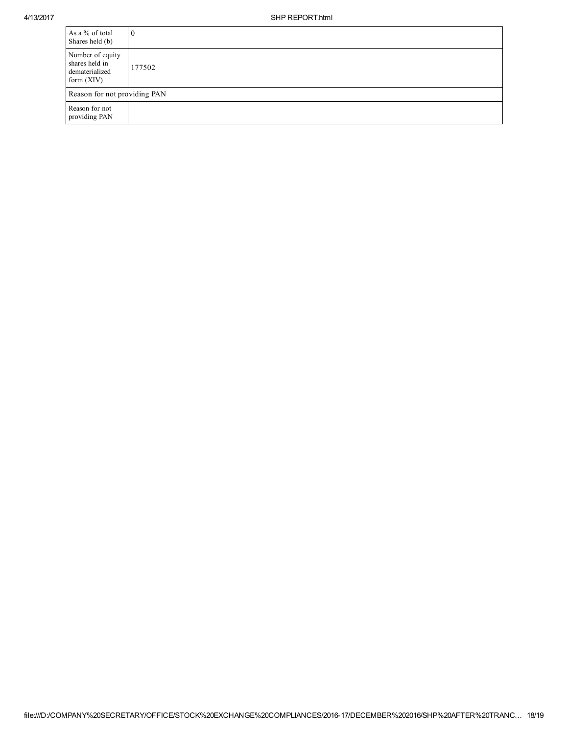| | |
|---|---|
| As a % of total Shares held (b) | 0 |
| Number of equity shares held in dematerialized form (XIV) | 177502 |
| Reason for not providing PAN | |
| Reason for not providing PAN | |